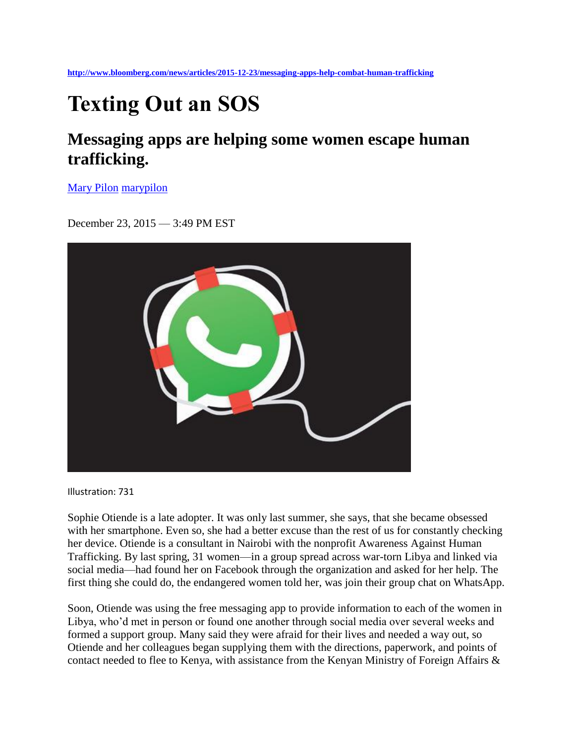http://www.bloomberg.com/news/articles/2015-12-23/messaging-apps-help-combat-human-trafficking

# Texting Out an SOS

## Messaging apps are helping some women escape human trafficking.

Mary Pilon marypilon

December 23, 2015 — 3:49 PM EST

Illustration: 731

Sophie Otiende is a late adopter. It was only last summer, she says, that she became obsessed with her smartphone. Even so, she had a better excuse than the rest of us for constantly checking her device. Otiende is a consultant in Nairobi with the nonprofit Awareness Against Human Trafficking. By last spring, 31 women—in a group spread across war-torn Libya and linked via social media—had found her on Facebook through the organization and asked for her help. The first thing she could do, the endangered women told her, was join their group chat on WhatsApp.

Soon, Otiende was using the free messaging app to provide information to each of the women in Libya, who'd met in person or found one another through social media over several weeks and formed a support group. Many said they were afraid for their lives and needed a way out, so Otiende and her colleagues began supplying them with the directions, paperwork, and points of contact needed to flee to Kenya, with assistance from the Kenyan Ministry of Foreign Affairs &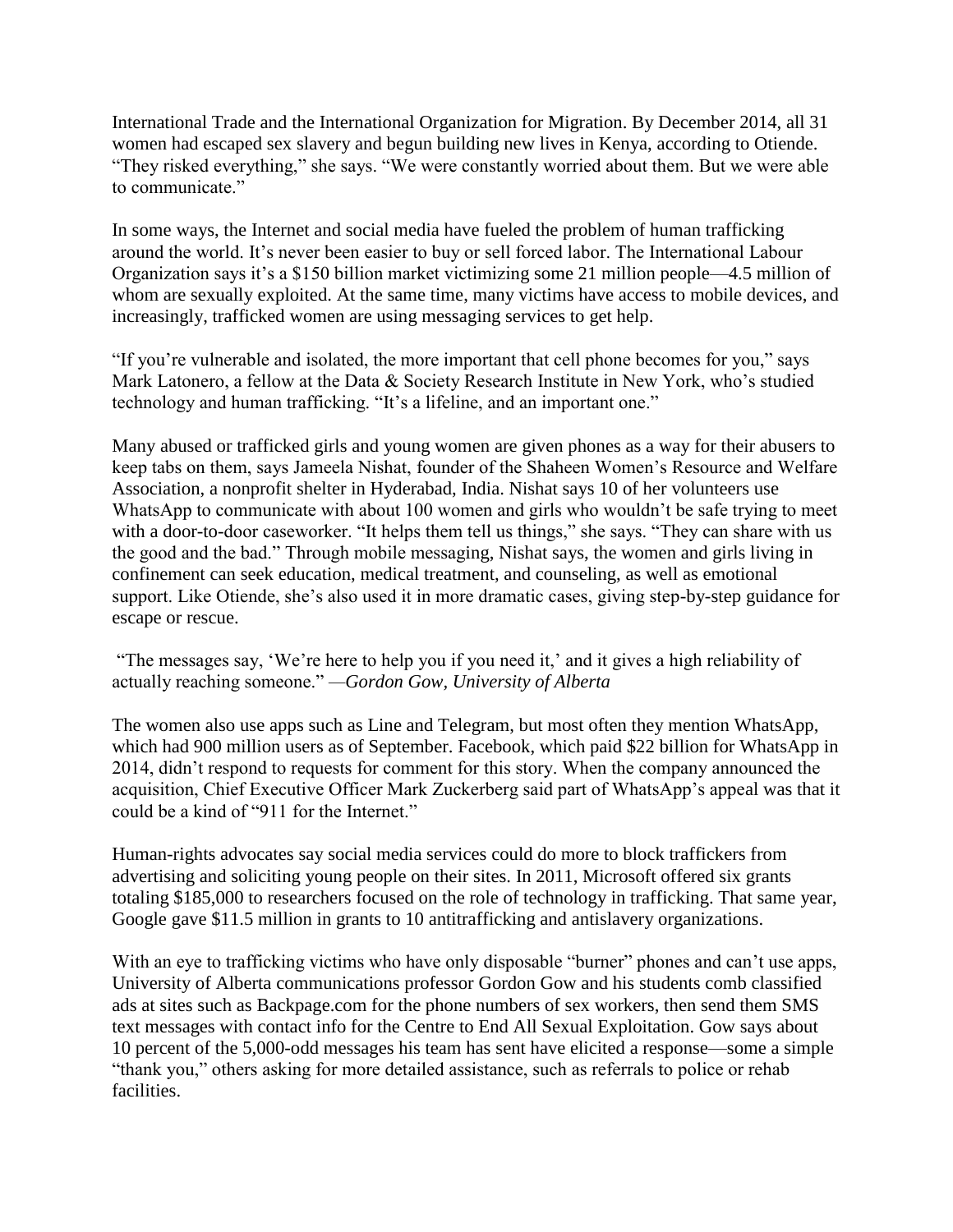International Trade and the International Organization for Migration. By December 2014, all 31 women had escaped sex slavery and begun building new lives in Kenya, according to Otiende. "They risked everything," she says. "We were constantly worried about them. But we were able to communicate."

In some ways, the Internet and social media have fueled the problem of human trafficking around the world. It's never been easier to buy or sell forced labor. The International Labour Organization says it's a $150 billion market victimizing some 21 million people—4.5 million of whom are sexually exploited. At the same time, many victims have access to mobile devices, and increasingly, trafficked women are using messaging services to get help.

"If you're vulnerable and isolated, the more important that cell phone becomes for you," says Mark Latonero, a fellow at the Data & Society Research Institute in New York, who's studied technology and human trafficking. "It's a lifeline, and an important one."

Many abused or trafficked girls and young women are given phones as a way for their abusers to keep tabs on them, says Jameela Nishat, founder of the Shaheen Women's Resource and Welfare Association, a nonprofit shelter in Hyderabad, India. Nishat says 10 of her volunteers use WhatsApp to communicate with about 100 women and girls who wouldn't be safe trying to meet with a door-to-door caseworker. "It helps them tell us things," she says. "They can share with us the good and the bad." Through mobile messaging, Nishat says, the women and girls living in confinement can seek education, medical treatment, and counseling, as well as emotional support. Like Otiende, she's also used it in more dramatic cases, giving step-by-step guidance for escape or rescue.

"The messages say, 'We're here to help you if you need it,' and it gives a high reliability of actually reaching someone." —*Gordon Gow, University of Alberta*

The women also use apps such as Line and Telegram, but most often they mention WhatsApp, which had 900 million users as of September. Facebook, which paid $22 billion for WhatsApp in 2014, didn't respond to requests for comment for this story. When the company announced the acquisition, Chief Executive Officer Mark Zuckerberg said part of WhatsApp's appeal was that it could be a kind of "911 for the Internet."

Human-rights advocates say social media services could do more to block traffickers from advertising and soliciting young people on their sites. In 2011, Microsoft offered six grants totaling $185,000 to researchers focused on the role of technology in trafficking. That same year, Google gave $11.5 million in grants to 10 antitrafficking and antislavery organizations.

With an eye to trafficking victims who have only disposable "burner" phones and can't use apps, University of Alberta communications professor Gordon Gow and his students comb classified ads at sites such as Backpage.com for the phone numbers of sex workers, then send them SMS text messages with contact info for the Centre to End All Sexual Exploitation. Gow says about 10 percent of the 5,000-odd messages his team has sent have elicited a response—some a simple "thank you," others asking for more detailed assistance, such as referrals to police or rehab facilities.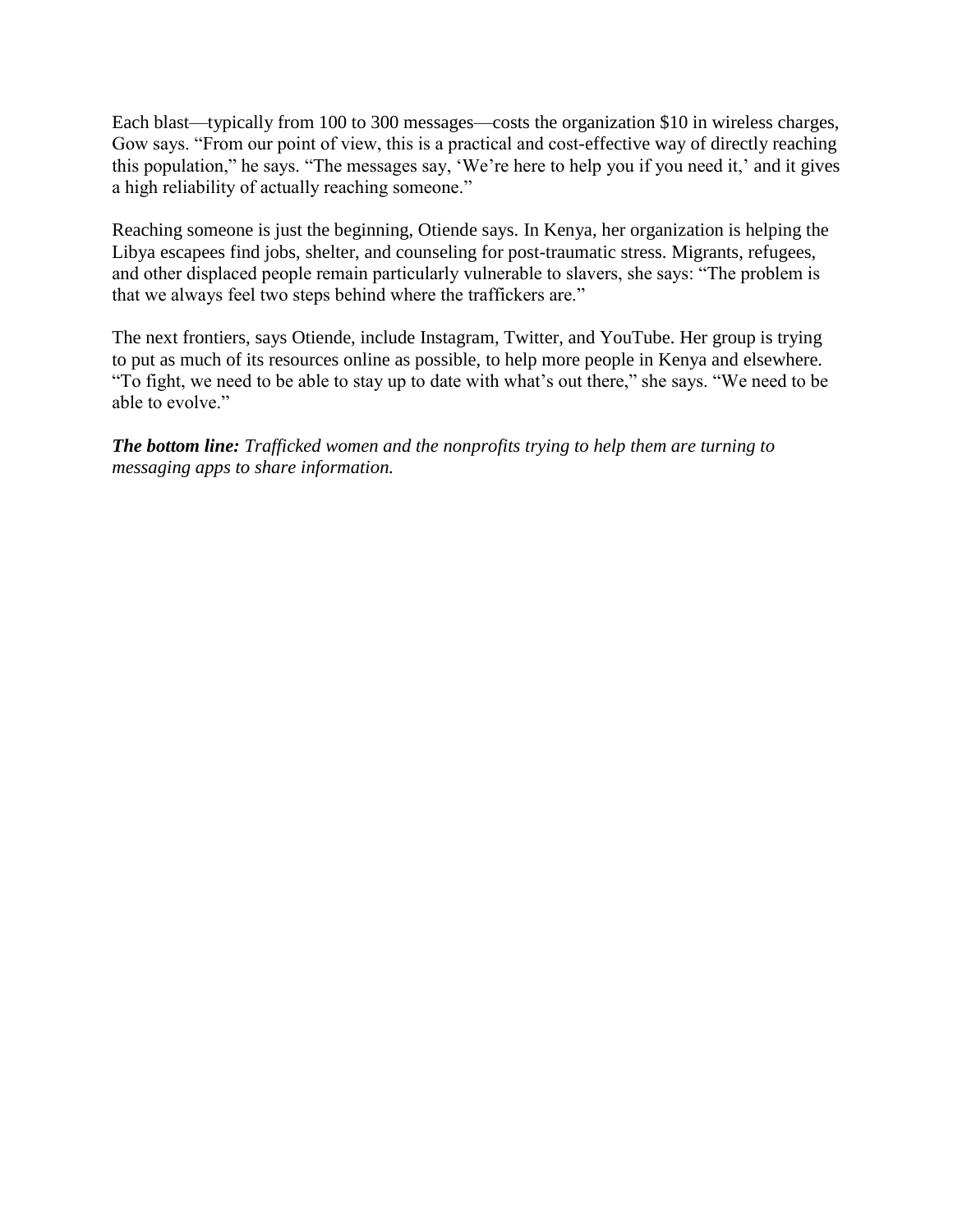Each blast—typically from 100 to 300 messages—costs the organization $10 in wireless charges, Gow says. "From our point of view, this is a practical and cost-effective way of directly reaching this population," he says. "The messages say, 'We're here to help you if you need it,' and it gives a high reliability of actually reaching someone."

Reaching someone is just the beginning, Otiende says. In Kenya, her organization is helping the Libya escapees find jobs, shelter, and counseling for post-traumatic stress. Migrants, refugees, and other displaced people remain particularly vulnerable to slavers, she says: "The problem is that we always feel two steps behind where the traffickers are."

The next frontiers, says Otiende, include Instagram, Twitter, and YouTube. Her group is trying to put as much of its resources online as possible, to help more people in Kenya and elsewhere. "To fight, we need to be able to stay up to date with what's out there," she says. "We need to be able to evolve."

***The bottom line:*** *Trafficked women and the nonprofits trying to help them are turning to messaging apps to share information.*